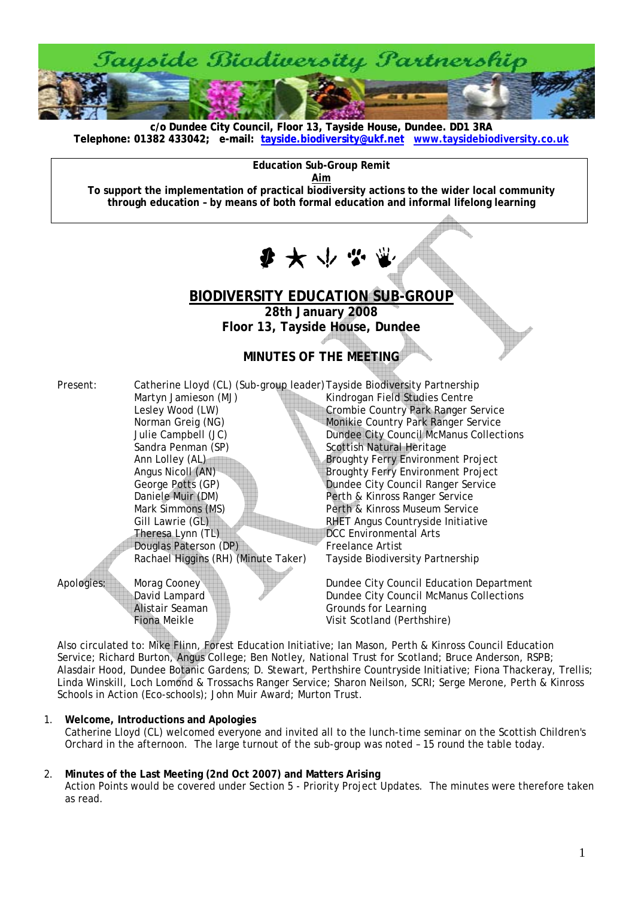# Tayside Biodiversity Partnership

**c/o Dundee City Council, Floor 13, Tayside House, Dundee. DD1 3RA**
**Telephone: 01382 433042; e-mail: tayside.biodiversity@ukf.net www.taysidebiodiversity.co.uk**

**Education Sub-Group Remit**
**Aim**
**To support the implementation of practical biodiversity actions to the wider local community through education – by means of both formal education and informal lifelong learning**

## BIODIVERSITY EDUCATION SUB-GROUP

**28th January 2008**
**Floor 13, Tayside House, Dundee**

### MINUTES OF THE MEETING

| | | |
|---|---|---|
| Present: | Catherine Lloyd (CL) (Sub-group leader) | Tayside Biodiversity Partnership |
| | Martyn Jamieson (MJ) | Kindrogan Field Studies Centre |
| | Lesley Wood (LW) | Crombie Country Park Ranger Service |
| | Norman Greig (NG) | Monikie Country Park Ranger Service |
| | Julie Campbell (JC) | Dundee City Council McManus Collections |
| | Sandra Penman (SP) | Scottish Natural Heritage |
| | Ann Lolley (AL) | Broughty Ferry Environment Project |
| | Angus Nicoll (AN) | Broughty Ferry Environment Project |
| | George Potts (GP) | Dundee City Council Ranger Service |
| | Daniele Muir (DM) | Perth & Kinross Ranger Service |
| | Mark Simmons (MS) | Perth & Kinross Museum Service |
| | Gill Lawrie (GL) | RHET Angus Countryside Initiative |
| | Theresa Lynn (TL) | DCC Environmental Arts |
| | Douglas Paterson (DP) | Freelance Artist |
| | Rachael Higgins (RH) (Minute Taker) | Tayside Biodiversity Partnership |
| Apologies: | Morag Cooney | Dundee City Council Education Department |
| | David Lampard | Dundee City Council McManus Collections |
| | Alistair Seaman | Grounds for Learning |
| | Fiona Meikle | Visit Scotland (Perthshire) |

Also circulated to: Mike Flinn, Forest Education Initiative; Ian Mason, Perth & Kinross Council Education Service; Richard Burton, Angus College; Ben Notley, National Trust for Scotland; Bruce Anderson, RSPB; Alasdair Hood, Dundee Botanic Gardens; D. Stewart, Perthshire Countryside Initiative; Fiona Thackeray, Trellis; Linda Winskill, Loch Lomond & Trossachs Ranger Service; Sharon Neilson, SCRI; Serge Merone, Perth & Kinross Schools in Action (Eco-schools); John Muir Award; Murton Trust.

1. **Welcome, Introductions and Apologies**
   Catherine Lloyd (CL) welcomed everyone and invited all to the lunch-time seminar on the Scottish Children's Orchard in the afternoon. The large turnout of the sub-group was noted – 15 round the table today.

2. **Minutes of the Last Meeting (2nd Oct 2007) and Matters Arising**
   Action Points would be covered under Section 5 - Priority Project Updates. The minutes were therefore taken as read.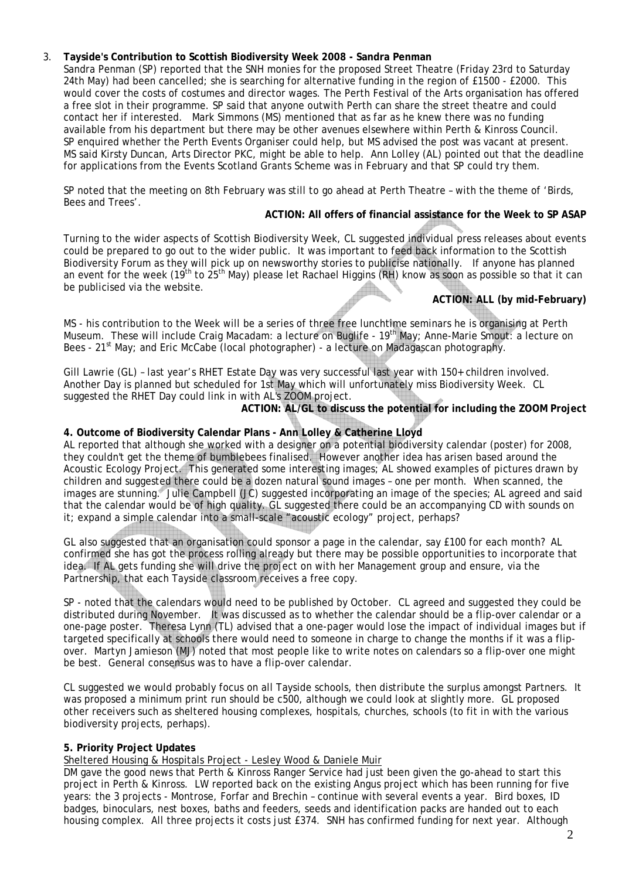3. **Tayside's Contribution to Scottish Biodiversity Week 2008 - Sandra Penman**

Sandra Penman (SP) reported that the SNH monies for the proposed Street Theatre (Friday 23rd to Saturday 24th May) had been cancelled; she is searching for alternative funding in the region of £1500 - £2000. This would cover the costs of costumes and director wages. The Perth Festival of the Arts organisation has offered a free slot in their programme. SP said that anyone outwith Perth can share the street theatre and could contact her if interested. Mark Simmons (MS) mentioned that as far as he knew there was no funding available from his department but there may be other avenues elsewhere within Perth & Kinross Council. SP enquired whether the Perth Events Organiser could help, but MS advised the post was vacant at present. MS said Kirsty Duncan, Arts Director PKC, might be able to help. Ann Lolley (AL) pointed out that the deadline for applications from the Events Scotland Grants Scheme was in February and that SP could try them.

SP noted that the meeting on 8th February was still to go ahead at Perth Theatre – with the theme of 'Birds, Bees and Trees'.

**ACTION: All offers of financial assistance for the Week to SP ASAP**

Turning to the wider aspects of Scottish Biodiversity Week, CL suggested individual press releases about events could be prepared to go out to the wider public. It was important to feed back information to the Scottish Biodiversity Forum as they will pick up on newsworthy stories to publicise nationally. If anyone has planned an event for the week (19th to 25th May) please let Rachael Higgins (RH) know as soon as possible so that it can be publicised via the website.

**ACTION: ALL (by mid-February)**

MS - his contribution to the Week will be a series of three free lunchtime seminars he is organising at Perth Museum. These will include Craig Macadam: a lecture on Buglife - 19th May; Anne-Marie Smout: a lecture on Bees - 21st May; and Eric McCabe (local photographer) - a lecture on Madagascan photography.

Gill Lawrie (GL) – last year's RHET Estate Day was very successful last year with 150+ children involved. Another Day is planned but scheduled for 1st May which will unfortunately miss Biodiversity Week. CL suggested the RHET Day could link in with AL's ZOOM project.

**ACTION: AL/GL to discuss the potential for including the ZOOM Project**

**4. Outcome of Biodiversity Calendar Plans - Ann Lolley & Catherine Lloyd**

AL reported that although she worked with a designer on a potential biodiversity calendar (poster) for 2008, they couldn't get the theme of bumblebees finalised. However another idea has arisen based around the Acoustic Ecology Project. This generated some interesting images; AL showed examples of pictures drawn by children and suggested there could be a dozen natural sound images – one per month. When scanned, the images are stunning. Julie Campbell (JC) suggested incorporating an image of the species; AL agreed and said that the calendar would be of high quality. GL suggested there could be an accompanying CD with sounds on it; expand a simple calendar into a small-scale "acoustic ecology" project, perhaps?

GL also suggested that an organisation could sponsor a page in the calendar, say £100 for each month? AL confirmed she has got the process rolling already but there may be possible opportunities to incorporate that idea. If AL gets funding she will drive the project on with her Management group and ensure, via the Partnership, that each Tayside classroom receives a free copy.

SP - noted that the calendars would need to be published by October. CL agreed and suggested they could be distributed during November. It was discussed as to whether the calendar should be a flip-over calendar or a one-page poster. Theresa Lynn (TL) advised that a one-pager would lose the impact of individual images but if targeted specifically at schools there would need to someone in charge to change the months if it was a flip-over. Martyn Jamieson (MJ) noted that most people like to write notes on calendars so a flip-over one might be best. General consensus was to have a flip-over calendar.

CL suggested we would probably focus on all Tayside schools, then distribute the surplus amongst Partners. It was proposed a minimum print run should be c500, although we could look at slightly more. GL proposed other receivers such as sheltered housing complexes, hospitals, churches, schools (to fit in with the various biodiversity projects, perhaps).

**5. Priority Project Updates**

Sheltered Housing & Hospitals Project - Lesley Wood & Daniele Muir

DM gave the good news that Perth & Kinross Ranger Service had just been given the go-ahead to start this project in Perth & Kinross. LW reported back on the existing Angus project which has been running for five years: the 3 projects - Montrose, Forfar and Brechin – continue with several events a year. Bird boxes, ID badges, binoculars, nest boxes, baths and feeders, seeds and identification packs are handed out to each housing complex. All three projects it costs just £374. SNH has confirmed funding for next year. Although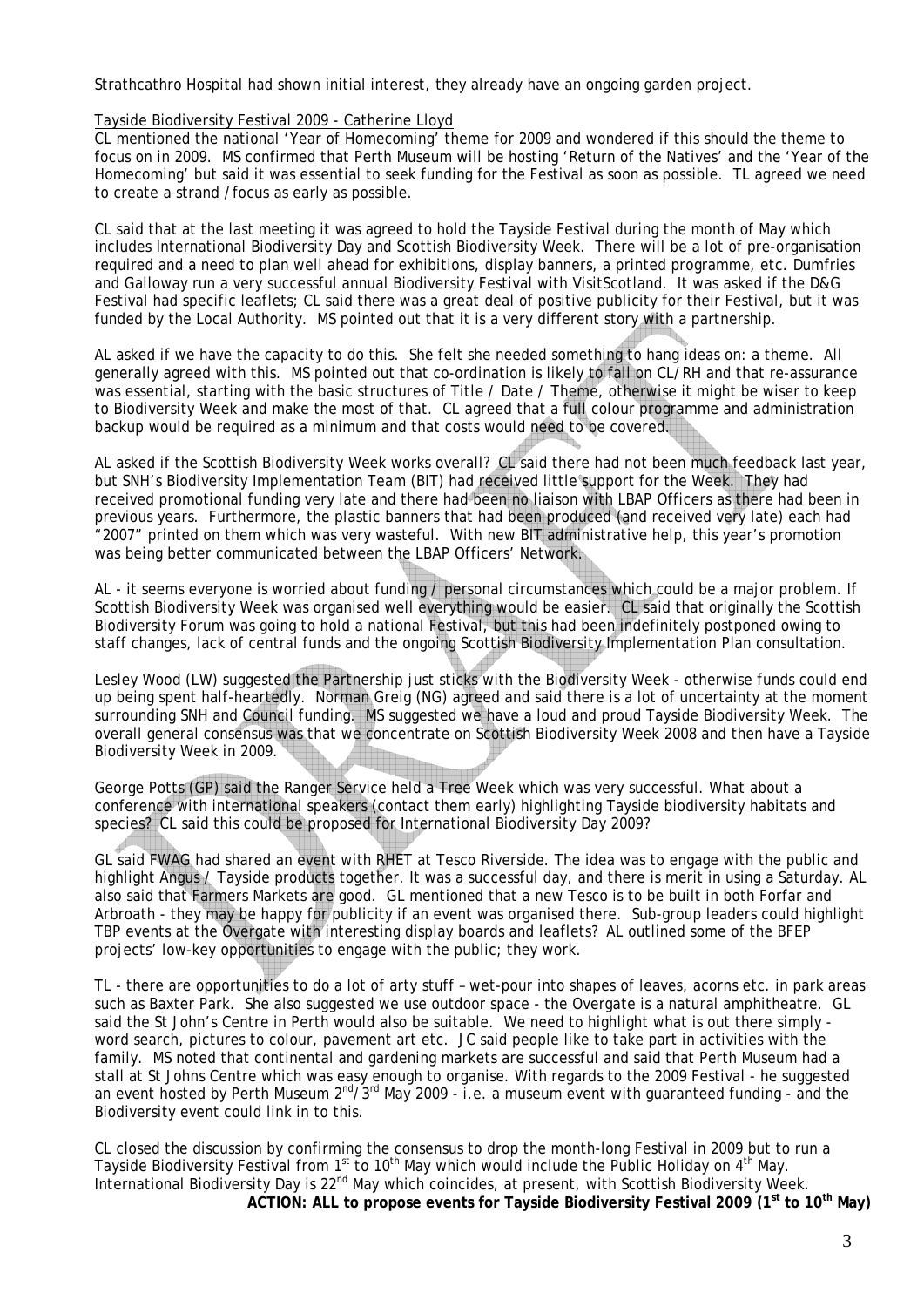Strathcathro Hospital had shown initial interest, they already have an ongoing garden project.

Tayside Biodiversity Festival 2009 - Catherine Lloyd

CL mentioned the national 'Year of Homecoming' theme for 2009 and wondered if this should the theme to focus on in 2009. MS confirmed that Perth Museum will be hosting 'Return of the Natives' and the 'Year of the Homecoming' but said it was essential to seek funding for the Festival as soon as possible. TL agreed we need to create a strand / focus as early as possible.

CL said that at the last meeting it was agreed to hold the Tayside Festival during the month of May which includes International Biodiversity Day and Scottish Biodiversity Week. There will be a lot of pre-organisation required and a need to plan well ahead for exhibitions, display banners, a printed programme, etc. Dumfries and Galloway run a very successful annual Biodiversity Festival with VisitScotland. It was asked if the D&G Festival had specific leaflets; CL said there was a great deal of positive publicity for their Festival, but it was funded by the Local Authority. MS pointed out that it is a very different story with a partnership.

AL asked if we have the capacity to do this. She felt she needed something to hang ideas on: a theme. All generally agreed with this. MS pointed out that co-ordination is likely to fall on CL/RH and that re-assurance was essential, starting with the basic structures of Title / Date / Theme, otherwise it might be wiser to keep to Biodiversity Week and make the most of that. CL agreed that a full colour programme and administration backup would be required as a minimum and that costs would need to be covered.

AL asked if the Scottish Biodiversity Week works overall? CL said there had not been much feedback last year, but SNH's Biodiversity Implementation Team (BIT) had received little support for the Week. They had received promotional funding very late and there had been no liaison with LBAP Officers as there had been in previous years. Furthermore, the plastic banners that had been produced (and received very late) each had "2007" printed on them which was very wasteful. With new BIT administrative help, this year's promotion was being better communicated between the LBAP Officers' Network.

AL - it seems everyone is worried about funding / personal circumstances which could be a major problem. If Scottish Biodiversity Week was organised well everything would be easier. CL said that originally the Scottish Biodiversity Forum was going to hold a national Festival, but this had been indefinitely postponed owing to staff changes, lack of central funds and the ongoing Scottish Biodiversity Implementation Plan consultation.

Lesley Wood (LW) suggested the Partnership just sticks with the Biodiversity Week - otherwise funds could end up being spent half-heartedly. Norman Greig (NG) agreed and said there is a lot of uncertainty at the moment surrounding SNH and Council funding. MS suggested we have a loud and proud Tayside Biodiversity Week. The overall general consensus was that we concentrate on Scottish Biodiversity Week 2008 and then have a Tayside Biodiversity Week in 2009.

George Potts (GP) said the Ranger Service held a Tree Week which was very successful. What about a conference with international speakers (contact them early) highlighting Tayside biodiversity habitats and species? CL said this could be proposed for International Biodiversity Day 2009?

GL said FWAG had shared an event with RHET at Tesco Riverside. The idea was to engage with the public and highlight Angus / Tayside products together. It was a successful day, and there is merit in using a Saturday. AL also said that Farmers Markets are good. GL mentioned that a new Tesco is to be built in both Forfar and Arbroath - they may be happy for publicity if an event was organised there. Sub-group leaders could highlight TBP events at the Overgate with interesting display boards and leaflets? AL outlined some of the BFEP projects' low-key opportunities to engage with the public; they work.

TL - there are opportunities to do a lot of arty stuff – wet-pour into shapes of leaves, acorns etc. in park areas such as Baxter Park. She also suggested we use outdoor space - the Overgate is a natural amphitheatre. GL said the St John's Centre in Perth would also be suitable. We need to highlight what is out there simply - word search, pictures to colour, pavement art etc. JC said people like to take part in activities with the family. MS noted that continental and gardening markets are successful and said that Perth Museum had a stall at St Johns Centre which was easy enough to organise. With regards to the 2009 Festival - he suggested an event hosted by Perth Museum 2nd/3rd May 2009 - i.e. a museum event with guaranteed funding - and the Biodiversity event could link in to this.

CL closed the discussion by confirming the consensus to drop the month-long Festival in 2009 but to run a Tayside Biodiversity Festival from 1st to 10th May which would include the Public Holiday on 4th May. International Biodiversity Day is 22nd May which coincides, at present, with Scottish Biodiversity Week.

**ACTION: ALL to propose events for Tayside Biodiversity Festival 2009 (1st to 10th May)**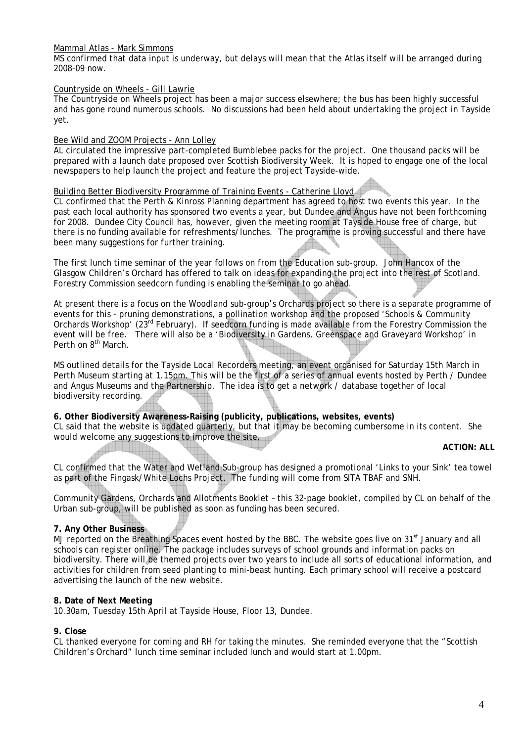Mammal Atlas - Mark Simmons

MS confirmed that data input is underway, but delays will mean that the Atlas itself will be arranged during 2008-09 now.

Countryside on Wheels - Gill Lawrie

The Countryside on Wheels project has been a major success elsewhere; the bus has been highly successful and has gone round numerous schools. No discussions had been held about undertaking the project in Tayside yet.

Bee Wild and ZOOM Projects - Ann Lolley

AL circulated the impressive part-completed Bumblebee packs for the project. One thousand packs will be prepared with a launch date proposed over Scottish Biodiversity Week. It is hoped to engage one of the local newspapers to help launch the project and feature the project Tayside-wide.

Building Better Biodiversity Programme of Training Events - Catherine Lloyd

CL confirmed that the Perth & Kinross Planning department has agreed to host two events this year. In the past each local authority has sponsored two events a year, but Dundee and Angus have not been forthcoming for 2008. Dundee City Council has, however, given the meeting room at Tayside House free of charge, but there is no funding available for refreshments/lunches. The programme is proving successful and there have been many suggestions for further training.

The first lunch time seminar of the year follows on from the Education sub-group. John Hancox of the Glasgow Children's Orchard has offered to talk on ideas for expanding the project into the rest of Scotland. Forestry Commission seedcorn funding is enabling the seminar to go ahead.

At present there is a focus on the Woodland sub-group's Orchards project so there is a separate programme of events for this - pruning demonstrations, a pollination workshop and the proposed 'Schools & Community Orchards Workshop' (23rd February). If seedcorn funding is made available from the Forestry Commission the event will be free. There will also be a 'Biodiversity in Gardens, Greenspace and Graveyard Workshop' in Perth on 8th March.

MS outlined details for the Tayside Local Recorders meeting, an event organised for Saturday 15th March in Perth Museum starting at 1.15pm. This will be the first of a series of annual events hosted by Perth / Dundee and Angus Museums and the Partnership. The idea is to get a network / database together of local biodiversity recording.

**6. Other Biodiversity Awareness-Raising (publicity, publications, websites, events)**

CL said that the website is updated quarterly, but that it may be becoming cumbersome in its content. She would welcome any suggestions to improve the site.

**ACTION: ALL**

CL confirmed that the Water and Wetland Sub-group has designed a promotional 'Links to your Sink' tea towel as part of the Fingask/White Lochs Project. The funding will come from SITA TBAF and SNH.

Community Gardens, Orchards and Allotments Booklet – this 32-page booklet, compiled by CL on behalf of the Urban sub-group, will be published as soon as funding has been secured.

**7. Any Other Business**

MJ reported on the Breathing Spaces event hosted by the BBC. The website goes live on 31st January and all schools can register online. The package includes surveys of school grounds and information packs on biodiversity. There will be themed projects over two years to include all sorts of educational information, and activities for children from seed planting to mini-beast hunting. Each primary school will receive a postcard advertising the launch of the new website.

**8. Date of Next Meeting**

10.30am, Tuesday 15th April at Tayside House, Floor 13, Dundee.

**9. Close**

CL thanked everyone for coming and RH for taking the minutes. She reminded everyone that the "Scottish Children's Orchard" lunch time seminar included lunch and would start at 1.00pm.